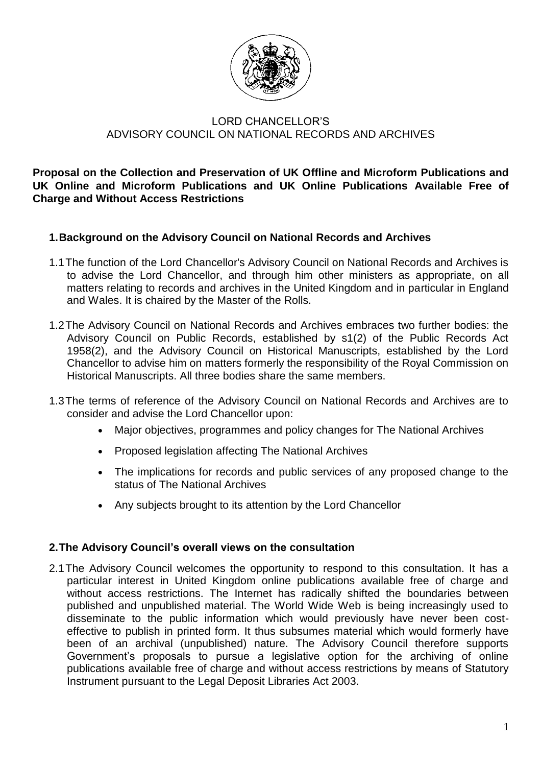LORD CHANCELLOR'S
ADVISORY COUNCIL ON NATIONAL RECORDS AND ARCHIVES

**Proposal on the Collection and Preservation of UK Offline and Microform Publications and UK Online and Microform Publications and UK Online Publications Available Free of Charge and Without Access Restrictions**

## 1. Background on the Advisory Council on National Records and Archives

1.1 The function of the Lord Chancellor's Advisory Council on National Records and Archives is to advise the Lord Chancellor, and through him other ministers as appropriate, on all matters relating to records and archives in the United Kingdom and in particular in England and Wales. It is chaired by the Master of the Rolls.

1.2 The Advisory Council on National Records and Archives embraces two further bodies: the Advisory Council on Public Records, established by s1(2) of the Public Records Act 1958(2), and the Advisory Council on Historical Manuscripts, established by the Lord Chancellor to advise him on matters formerly the responsibility of the Royal Commission on Historical Manuscripts. All three bodies share the same members.

1.3 The terms of reference of the Advisory Council on National Records and Archives are to consider and advise the Lord Chancellor upon:

- Major objectives, programmes and policy changes for The National Archives
- Proposed legislation affecting The National Archives
- The implications for records and public services of any proposed change to the status of The National Archives
- Any subjects brought to its attention by the Lord Chancellor

## 2. The Advisory Council's overall views on the consultation

2.1 The Advisory Council welcomes the opportunity to respond to this consultation. It has a particular interest in United Kingdom online publications available free of charge and without access restrictions. The Internet has radically shifted the boundaries between published and unpublished material. The World Wide Web is being increasingly used to disseminate to the public information which would previously have never been cost-effective to publish in printed form. It thus subsumes material which would formerly have been of an archival (unpublished) nature. The Advisory Council therefore supports Government's proposals to pursue a legislative option for the archiving of online publications available free of charge and without access restrictions by means of Statutory Instrument pursuant to the Legal Deposit Libraries Act 2003.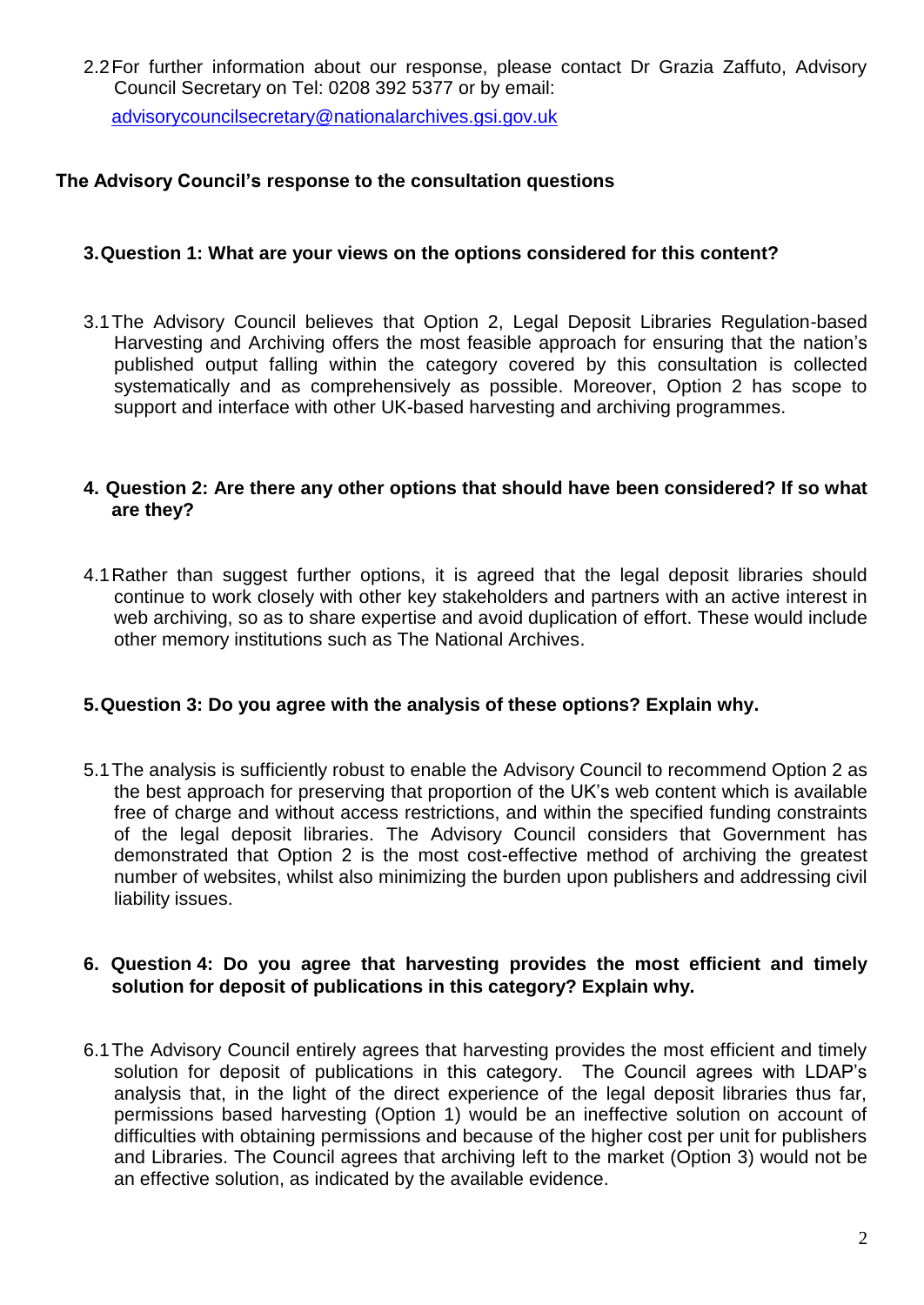2.2 For further information about our response, please contact Dr Grazia Zaffuto, Advisory Council Secretary on Tel: 0208 392 5377 or by email: [advisorycouncilsecretary@nationalarchives.gsi.gov.uk](mailto:advisorycouncilsecretary@nationalarchives.gsi.gov.uk)

## The Advisory Council's response to the consultation questions

### 3. Question 1: What are your views on the options considered for this content?

3.1 The Advisory Council believes that Option 2, Legal Deposit Libraries Regulation-based Harvesting and Archiving offers the most feasible approach for ensuring that the nation's published output falling within the category covered by this consultation is collected systematically and as comprehensively as possible. Moreover, Option 2 has scope to support and interface with other UK-based harvesting and archiving programmes.

### 4. Question 2: Are there any other options that should have been considered? If so what are they?

4.1 Rather than suggest further options, it is agreed that the legal deposit libraries should continue to work closely with other key stakeholders and partners with an active interest in web archiving, so as to share expertise and avoid duplication of effort. These would include other memory institutions such as The National Archives.

### 5. Question 3: Do you agree with the analysis of these options? Explain why.

5.1 The analysis is sufficiently robust to enable the Advisory Council to recommend Option 2 as the best approach for preserving that proportion of the UK's web content which is available free of charge and without access restrictions, and within the specified funding constraints of the legal deposit libraries. The Advisory Council considers that Government has demonstrated that Option 2 is the most cost-effective method of archiving the greatest number of websites, whilst also minimizing the burden upon publishers and addressing civil liability issues.

### 6. Question 4: Do you agree that harvesting provides the most efficient and timely solution for deposit of publications in this category? Explain why.

6.1 The Advisory Council entirely agrees that harvesting provides the most efficient and timely solution for deposit of publications in this category. The Council agrees with LDAP's analysis that, in the light of the direct experience of the legal deposit libraries thus far, permissions based harvesting (Option 1) would be an ineffective solution on account of difficulties with obtaining permissions and because of the higher cost per unit for publishers and Libraries. The Council agrees that archiving left to the market (Option 3) would not be an effective solution, as indicated by the available evidence.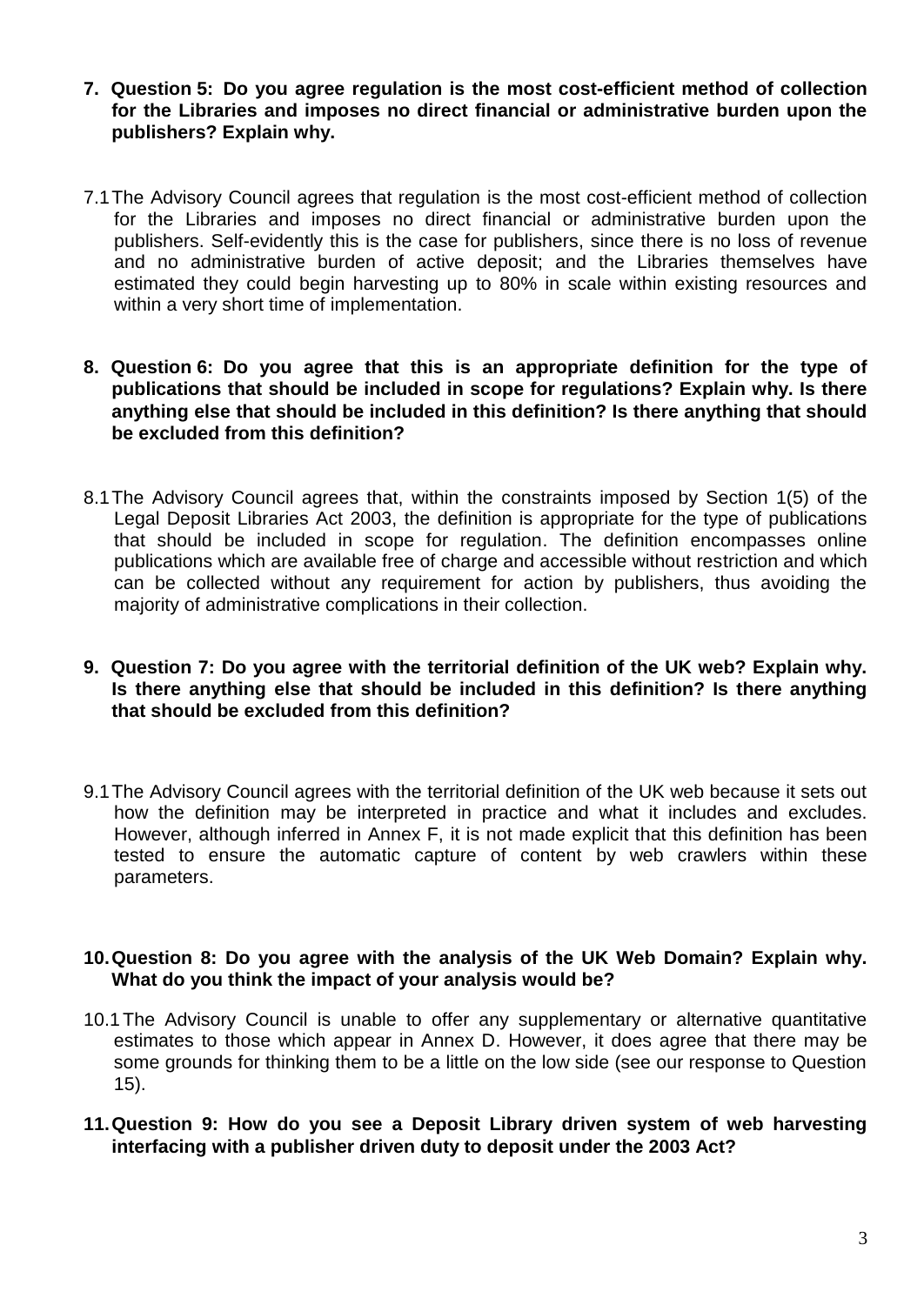**7. Question 5: Do you agree regulation is the most cost-efficient method of collection for the Libraries and imposes no direct financial or administrative burden upon the publishers? Explain why.**

7.1 The Advisory Council agrees that regulation is the most cost-efficient method of collection for the Libraries and imposes no direct financial or administrative burden upon the publishers. Self-evidently this is the case for publishers, since there is no loss of revenue and no administrative burden of active deposit; and the Libraries themselves have estimated they could begin harvesting up to 80% in scale within existing resources and within a very short time of implementation.

**8. Question 6: Do you agree that this is an appropriate definition for the type of publications that should be included in scope for regulations? Explain why. Is there anything else that should be included in this definition? Is there anything that should be excluded from this definition?**

8.1 The Advisory Council agrees that, within the constraints imposed by Section 1(5) of the Legal Deposit Libraries Act 2003, the definition is appropriate for the type of publications that should be included in scope for regulation. The definition encompasses online publications which are available free of charge and accessible without restriction and which can be collected without any requirement for action by publishers, thus avoiding the majority of administrative complications in their collection.

**9. Question 7: Do you agree with the territorial definition of the UK web? Explain why. Is there anything else that should be included in this definition? Is there anything that should be excluded from this definition?**

9.1 The Advisory Council agrees with the territorial definition of the UK web because it sets out how the definition may be interpreted in practice and what it includes and excludes. However, although inferred in Annex F, it is not made explicit that this definition has been tested to ensure the automatic capture of content by web crawlers within these parameters.

**10. Question 8: Do you agree with the analysis of the UK Web Domain? Explain why. What do you think the impact of your analysis would be?**

10.1 The Advisory Council is unable to offer any supplementary or alternative quantitative estimates to those which appear in Annex D. However, it does agree that there may be some grounds for thinking them to be a little on the low side (see our response to Question 15).

**11. Question 9: How do you see a Deposit Library driven system of web harvesting interfacing with a publisher driven duty to deposit under the 2003 Act?**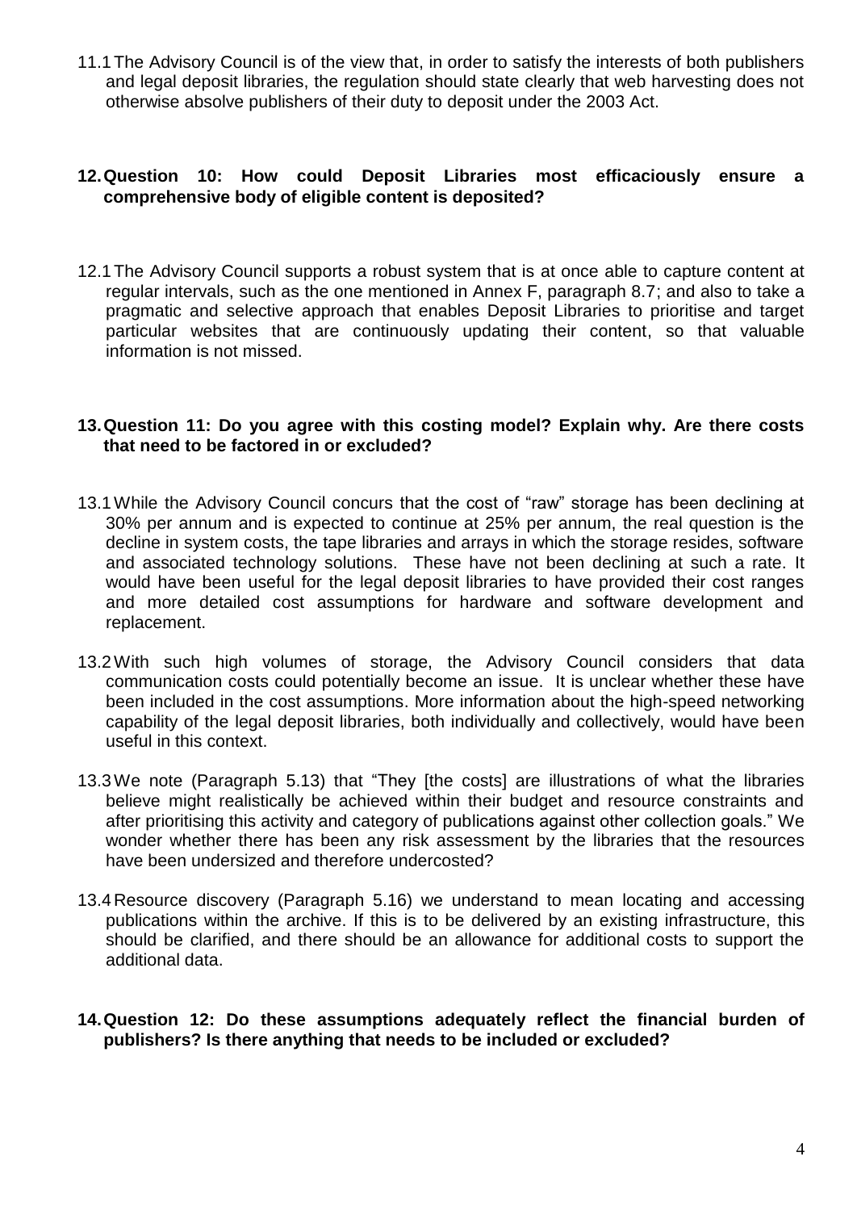11.1 The Advisory Council is of the view that, in order to satisfy the interests of both publishers and legal deposit libraries, the regulation should state clearly that web harvesting does not otherwise absolve publishers of their duty to deposit under the 2003 Act.

## 12. Question 10: How could Deposit Libraries most efficaciously ensure a comprehensive body of eligible content is deposited?

12.1 The Advisory Council supports a robust system that is at once able to capture content at regular intervals, such as the one mentioned in Annex F, paragraph 8.7; and also to take a pragmatic and selective approach that enables Deposit Libraries to prioritise and target particular websites that are continuously updating their content, so that valuable information is not missed.

## 13. Question 11: Do you agree with this costing model? Explain why. Are there costs that need to be factored in or excluded?

13.1 While the Advisory Council concurs that the cost of "raw" storage has been declining at 30% per annum and is expected to continue at 25% per annum, the real question is the decline in system costs, the tape libraries and arrays in which the storage resides, software and associated technology solutions. These have not been declining at such a rate. It would have been useful for the legal deposit libraries to have provided their cost ranges and more detailed cost assumptions for hardware and software development and replacement.

13.2 With such high volumes of storage, the Advisory Council considers that data communication costs could potentially become an issue. It is unclear whether these have been included in the cost assumptions. More information about the high-speed networking capability of the legal deposit libraries, both individually and collectively, would have been useful in this context.

13.3 We note (Paragraph 5.13) that "They [the costs] are illustrations of what the libraries believe might realistically be achieved within their budget and resource constraints and after prioritising this activity and category of publications against other collection goals." We wonder whether there has been any risk assessment by the libraries that the resources have been undersized and therefore undercosted?

13.4 Resource discovery (Paragraph 5.16) we understand to mean locating and accessing publications within the archive. If this is to be delivered by an existing infrastructure, this should be clarified, and there should be an allowance for additional costs to support the additional data.

## 14. Question 12: Do these assumptions adequately reflect the financial burden of publishers? Is there anything that needs to be included or excluded?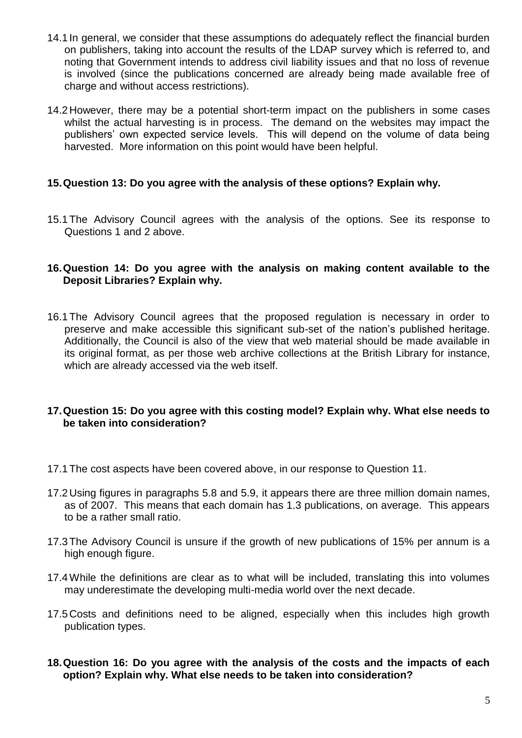14.1 In general, we consider that these assumptions do adequately reflect the financial burden on publishers, taking into account the results of the LDAP survey which is referred to, and noting that Government intends to address civil liability issues and that no loss of revenue is involved (since the publications concerned are already being made available free of charge and without access restrictions).

14.2 However, there may be a potential short-term impact on the publishers in some cases whilst the actual harvesting is in process. The demand on the websites may impact the publishers' own expected service levels. This will depend on the volume of data being harvested. More information on this point would have been helpful.

**15. Question 13: Do you agree with the analysis of these options? Explain why.**

15.1 The Advisory Council agrees with the analysis of the options. See its response to Questions 1 and 2 above.

**16. Question 14: Do you agree with the analysis on making content available to the Deposit Libraries? Explain why.**

16.1 The Advisory Council agrees that the proposed regulation is necessary in order to preserve and make accessible this significant sub-set of the nation's published heritage. Additionally, the Council is also of the view that web material should be made available in its original format, as per those web archive collections at the British Library for instance, which are already accessed via the web itself.

**17. Question 15: Do you agree with this costing model? Explain why. What else needs to be taken into consideration?**

17.1 The cost aspects have been covered above, in our response to Question 11.

17.2 Using figures in paragraphs 5.8 and 5.9, it appears there are three million domain names, as of 2007. This means that each domain has 1.3 publications, on average. This appears to be a rather small ratio.

17.3 The Advisory Council is unsure if the growth of new publications of 15% per annum is a high enough figure.

17.4 While the definitions are clear as to what will be included, translating this into volumes may underestimate the developing multi-media world over the next decade.

17.5 Costs and definitions need to be aligned, especially when this includes high growth publication types.

**18. Question 16: Do you agree with the analysis of the costs and the impacts of each option? Explain why. What else needs to be taken into consideration?**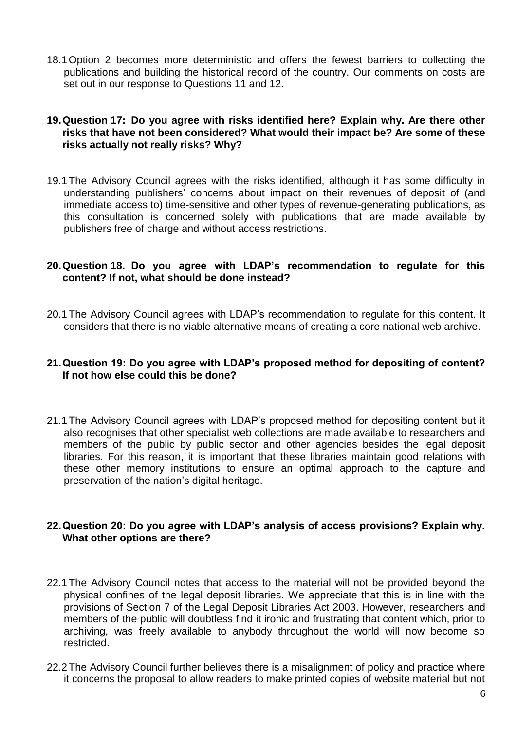18.1 Option 2 becomes more deterministic and offers the fewest barriers to collecting the publications and building the historical record of the country. Our comments on costs are set out in our response to Questions 11 and 12.

## 19. Question 17: Do you agree with risks identified here? Explain why. Are there other risks that have not been considered? What would their impact be? Are some of these risks actually not really risks? Why?

19.1 The Advisory Council agrees with the risks identified, although it has some difficulty in understanding publishers' concerns about impact on their revenues of deposit of (and immediate access to) time-sensitive and other types of revenue-generating publications, as this consultation is concerned solely with publications that are made available by publishers free of charge and without access restrictions.

## 20. Question 18. Do you agree with LDAP's recommendation to regulate for this content? If not, what should be done instead?

20.1 The Advisory Council agrees with LDAP's recommendation to regulate for this content. It considers that there is no viable alternative means of creating a core national web archive.

## 21. Question 19: Do you agree with LDAP's proposed method for depositing of content? If not how else could this be done?

21.1 The Advisory Council agrees with LDAP's proposed method for depositing content but it also recognises that other specialist web collections are made available to researchers and members of the public by public sector and other agencies besides the legal deposit libraries. For this reason, it is important that these libraries maintain good relations with these other memory institutions to ensure an optimal approach to the capture and preservation of the nation's digital heritage.

## 22. Question 20: Do you agree with LDAP's analysis of access provisions? Explain why. What other options are there?

22.1 The Advisory Council notes that access to the material will not be provided beyond the physical confines of the legal deposit libraries. We appreciate that this is in line with the provisions of Section 7 of the Legal Deposit Libraries Act 2003. However, researchers and members of the public will doubtless find it ironic and frustrating that content which, prior to archiving, was freely available to anybody throughout the world will now become so restricted.

22.2 The Advisory Council further believes there is a misalignment of policy and practice where it concerns the proposal to allow readers to make printed copies of website material but not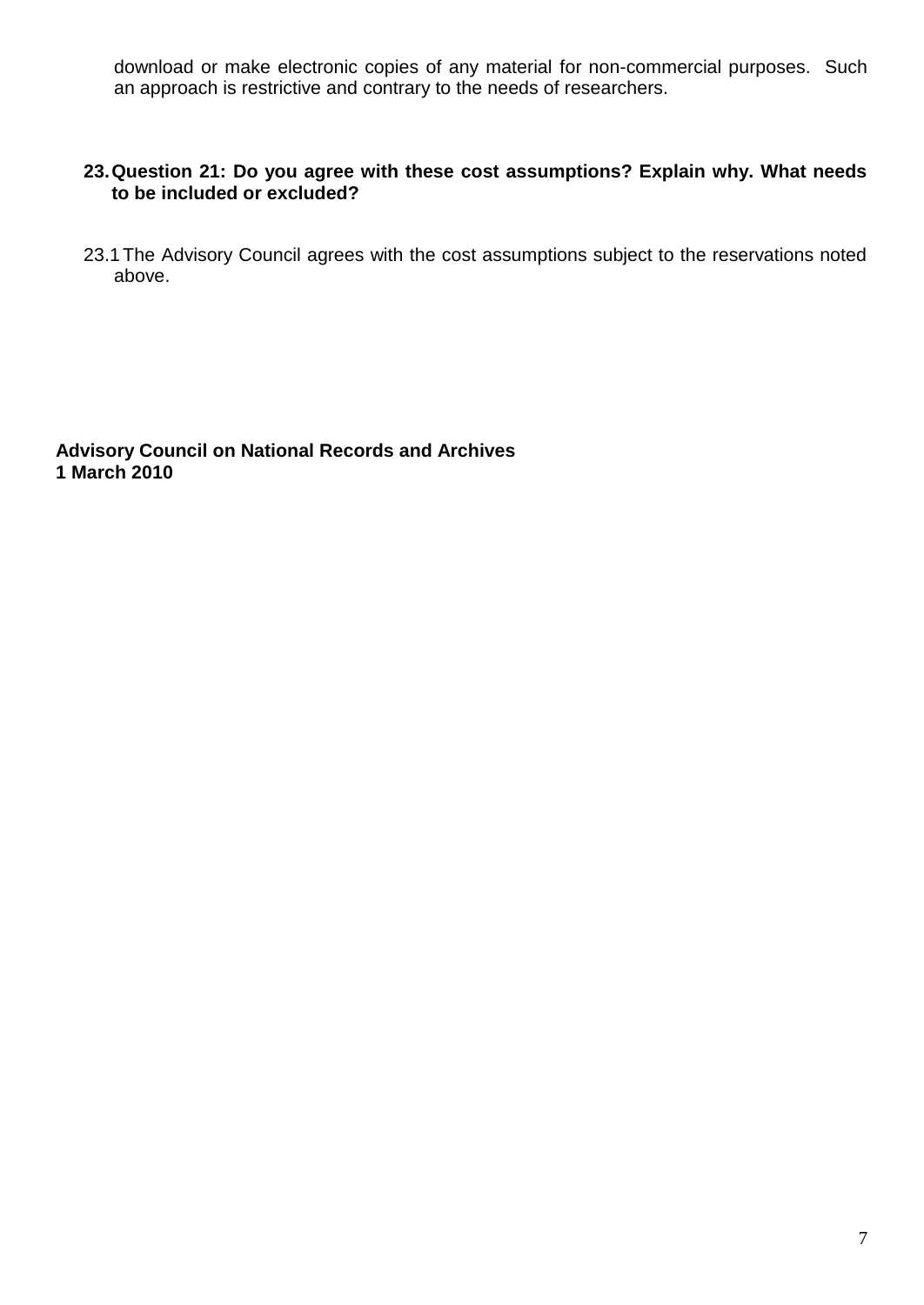download or make electronic copies of any material for non-commercial purposes. Such an approach is restrictive and contrary to the needs of researchers.

**23. Question 21: Do you agree with these cost assumptions? Explain why. What needs to be included or excluded?**

23.1 The Advisory Council agrees with the cost assumptions subject to the reservations noted above.

**Advisory Council on National Records and Archives**
**1 March 2010**